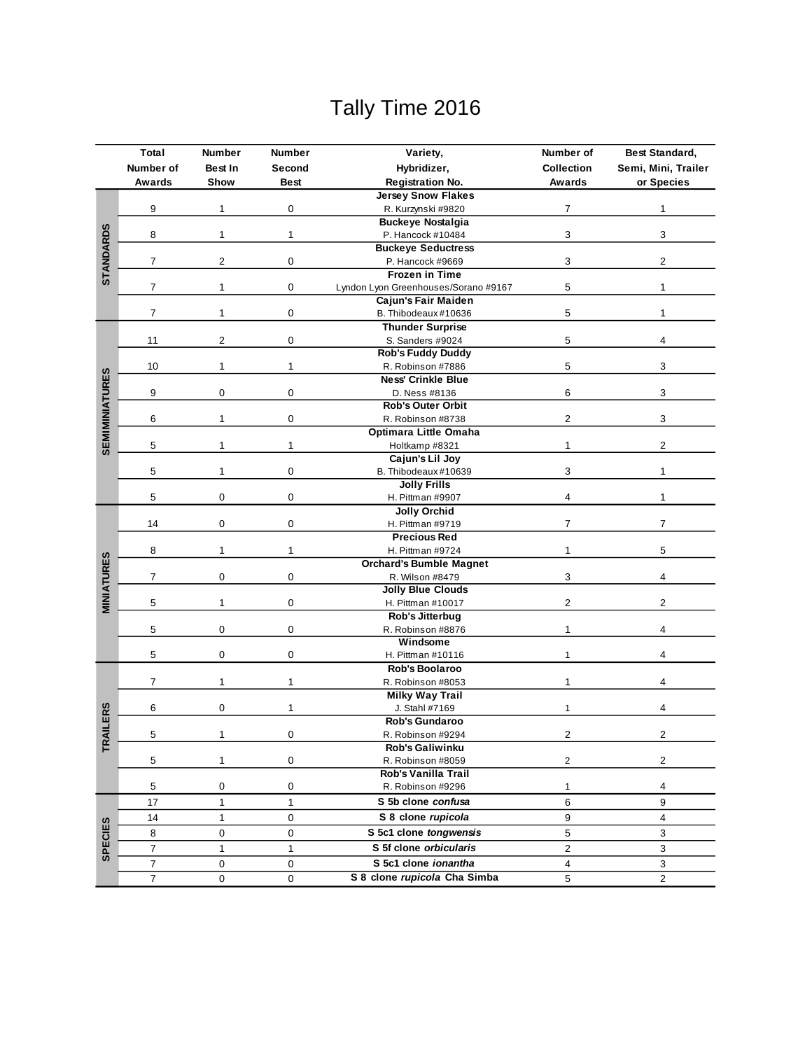# Tally Time 2016

| | Total Number of Awards | Number Best In Show | Number Second Best | Variety, Hybridizer, Registration No. | Number of Collection Awards | Best Standard, Semi, Mini, Trailer or Species |
|---|---|---|---|---|---|---|
| **STANDARDS** | 9 | 1 | 0 | **Jersey Snow Flakes** R. Kurzynski #9820 | 7 | 1 |
| | 8 | 1 | 1 | **Buckeye Nostalgia** P. Hancock #10484 | 3 | 3 |
| | 7 | 2 | 0 | **Buckeye Seductress** P. Hancock #9669 | 3 | 2 |
| | 7 | 1 | 0 | **Frozen in Time** Lyndon Lyon Greenhouses/Sorano #9167 | 5 | 1 |
| | 7 | 1 | 0 | **Cajun's Fair Maiden** B. Thibodeaux #10636 | 5 | 1 |
| **SEMIMINIATURES** | 11 | 2 | 0 | **Thunder Surprise** S. Sanders #9024 | 5 | 4 |
| | 10 | 1 | 1 | **Rob's Fuddy Duddy** R. Robinson #7886 | 5 | 3 |
| | 9 | 0 | 0 | **Ness' Crinkle Blue** D. Ness #8136 | 6 | 3 |
| | 6 | 1 | 0 | **Rob's Outer Orbit** R. Robinson #8738 | 2 | 3 |
| | 5 | 1 | 1 | **Optimara Little Omaha** Holtkamp #8321 | 1 | 2 |
| | 5 | 1 | 0 | **Cajun's Lil Joy** B. Thibodeaux #10639 | 3 | 1 |
| | 5 | 0 | 0 | **Jolly Frills** H. Pittman #9907 | 4 | 1 |
| **MINIATURES** | 14 | 0 | 0 | **Jolly Orchid** H. Pittman #9719 | 7 | 7 |
| | 8 | 1 | 1 | **Precious Red** H. Pittman #9724 | 1 | 5 |
| | 7 | 0 | 0 | **Orchard's Bumble Magnet** R. Wilson #8479 | 3 | 4 |
| | 5 | 1 | 0 | **Jolly Blue Clouds** H. Pittman #10017 | 2 | 2 |
| | 5 | 0 | 0 | **Rob's Jitterbug** R. Robinson #8876 | 1 | 4 |
| | 5 | 0 | 0 | **Windsome** H. Pittman #10116 | 1 | 4 |
| **TRAILERS** | 7 | 1 | 1 | **Rob's Boolaroo** R. Robinson #8053 | 1 | 4 |
| | 6 | 0 | 1 | **Milky Way Trail** J. Stahl #7169 | 1 | 4 |
| | 5 | 1 | 0 | **Rob's Gundaroo** R. Robinson #9294 | 2 | 2 |
| | 5 | 1 | 0 | **Rob's Galiwinku** R. Robinson #8059 | 2 | 2 |
| | 5 | 0 | 0 | **Rob's Vanilla Trail** R. Robinson #9296 | 1 | 4 |
| **SPECIES** | 17 | 1 | 1 | **S 5b clone *confusa*** | 6 | 9 |
| | 14 | 1 | 0 | **S 8 clone *rupicola*** | 9 | 4 |
| | 8 | 0 | 0 | **S 5c1 clone *tongwensis*** | 5 | 3 |
| | 7 | 1 | 1 | **S 5f clone *orbicularis*** | 2 | 3 |
| | 7 | 0 | 0 | **S 5c1 clone *ionantha*** | 4 | 3 |
| | 7 | 0 | 0 | **S 8 clone *rupicola* Cha Simba** | 5 | 2 |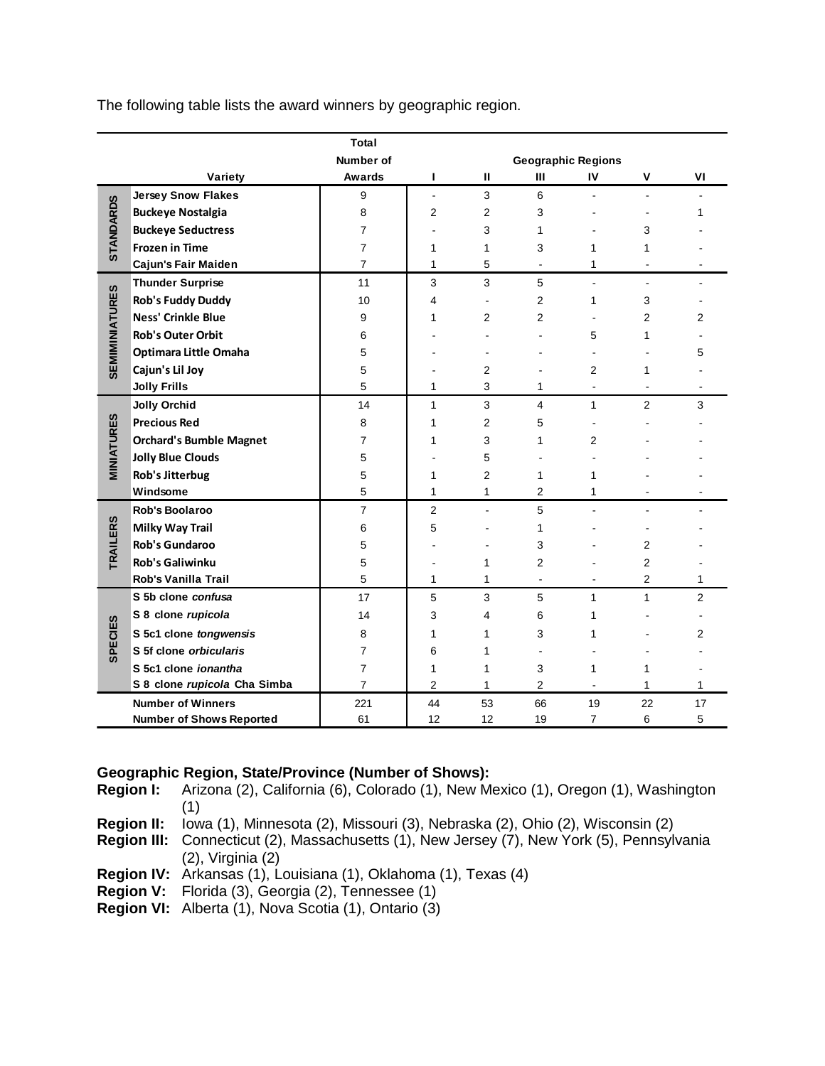The following table lists the award winners by geographic region.

| | Variety | Total Number of Awards | Geographic Regions | | | | | |
|---|---|---|---|---|---|---|---|---|
| | | | I | II | III | IV | V | VI |
| STANDARDS | Jersey Snow Flakes | 9 | - | 3 | 6 | - | - | - |
| | Buckeye Nostalgia | 8 | 2 | 2 | 3 | - | - | 1 |
| | Buckeye Seductress | 7 | - | 3 | 1 | - | 3 | - |
| | Frozen in Time | 7 | 1 | 1 | 3 | 1 | 1 | - |
| | Cajun's Fair Maiden | 7 | 1 | 5 | - | 1 | - | - |
| SEMIMINIATURES | Thunder Surprise | 11 | 3 | 3 | 5 | - | - | - |
| | Rob's Fuddy Duddy | 10 | 4 | - | 2 | 1 | 3 | - |
| | Ness' Crinkle Blue | 9 | 1 | 2 | 2 | - | 2 | 2 |
| | Rob's Outer Orbit | 6 | - | - | - | 5 | 1 | - |
| | Optimara Little Omaha | 5 | - | - | - | - | - | 5 |
| | Cajun's Lil Joy | 5 | - | 2 | - | 2 | 1 | - |
| | Jolly Frills | 5 | 1 | 3 | 1 | - | - | - |
| MINIATURES | Jolly Orchid | 14 | 1 | 3 | 4 | 1 | 2 | 3 |
| | Precious Red | 8 | 1 | 2 | 5 | - | - | - |
| | Orchard's Bumble Magnet | 7 | 1 | 3 | 1 | 2 | - | - |
| | Jolly Blue Clouds | 5 | - | 5 | - | - | - | - |
| | Rob's Jitterbug | 5 | 1 | 2 | 1 | 1 | - | - |
| | Windsome | 5 | 1 | 1 | 2 | 1 | - | - |
| TRAILERS | Rob's Boolaroo | 7 | 2 | - | 5 | - | - | - |
| | Milky Way Trail | 6 | 5 | - | 1 | - | - | - |
| | Rob's Gundaroo | 5 | - | - | 3 | - | 2 | - |
| | Rob's Galiwinku | 5 | - | 1 | 2 | - | 2 | - |
| | Rob's Vanilla Trail | 5 | 1 | 1 | - | - | 2 | 1 |
| SPECIES | S 5b clone *confusa* | 17 | 5 | 3 | 5 | 1 | 1 | 2 |
| | S 8 clone *rupicola* | 14 | 3 | 4 | 6 | 1 | - | - |
| | S 5c1 clone *tongwensis* | 8 | 1 | 1 | 3 | 1 | - | 2 |
| | S 5f clone *orbicularis* | 7 | 6 | 1 | - | - | - | - |
| | S 5c1 clone *ionantha* | 7 | 1 | 1 | 3 | 1 | 1 | - |
| | S 8 clone *rupicola* Cha Simba | 7 | 2 | 1 | 2 | - | 1 | 1 |
| | Number of Winners | 221 | 44 | 53 | 66 | 19 | 22 | 17 |
| | Number of Shows Reported | 61 | 12 | 12 | 19 | 7 | 6 | 5 |

**Geographic Region, State/Province (Number of Shows):**

**Region I:** Arizona (2), California (6), Colorado (1), New Mexico (1), Oregon (1), Washington (1)

**Region II:** Iowa (1), Minnesota (2), Missouri (3), Nebraska (2), Ohio (2), Wisconsin (2)

**Region III:** Connecticut (2), Massachusetts (1), New Jersey (7), New York (5), Pennsylvania (2), Virginia (2)

**Region IV:** Arkansas (1), Louisiana (1), Oklahoma (1), Texas (4)

**Region V:** Florida (3), Georgia (2), Tennessee (1)

**Region VI:** Alberta (1), Nova Scotia (1), Ontario (3)